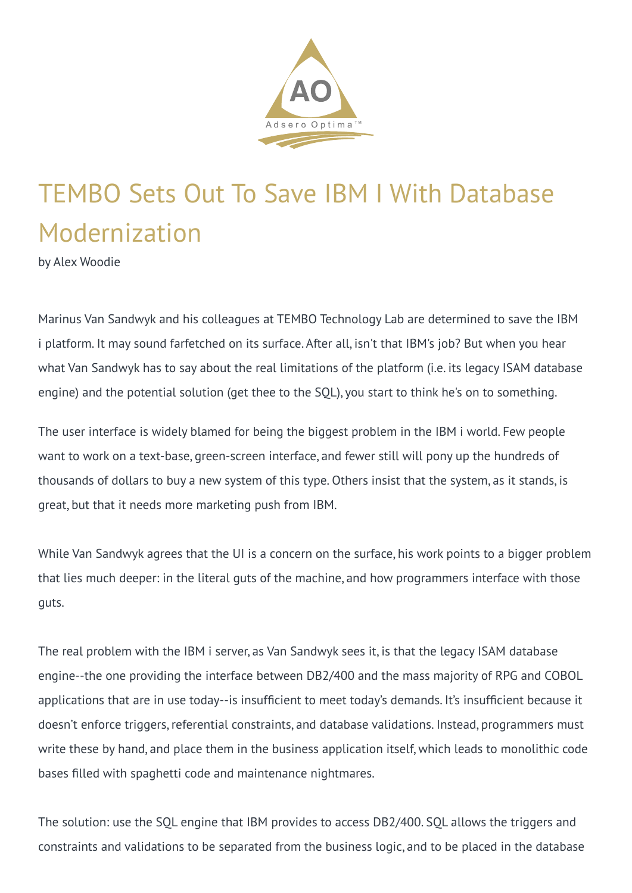# TEMBO Sets Out To Save IBM I With Database Modernization

by Alex Woodie

Marinus Van Sandwyk and his colleagues at TEMBO Technology Lab are determined to save the IBM i platform. It may sound farfetched on its surface. After all, isn't that IBM's job? But when you hear what Van Sandwyk has to say about the real limitations of the platform (i.e. its legacy ISAM database engine) and the potential solution (get thee to the SQL), you start to think he's on to something.

The user interface is widely blamed for being the biggest problem in the IBM i world. Few people want to work on a text-base, green-screen interface, and fewer still will pony up the hundreds of thousands of dollars to buy a new system of this type. Others insist that the system, as it stands, is great, but that it needs more marketing push from IBM.

While Van Sandwyk agrees that the UI is a concern on the surface, his work points to a bigger problem that lies much deeper: in the literal guts of the machine, and how programmers interface with those guts.

The real problem with the IBM i server, as Van Sandwyk sees it, is that the legacy ISAM database engine--the one providing the interface between DB2/400 and the mass majority of RPG and COBOL applications that are in use today--is insufficient to meet today's demands. It's insufficient because it doesn't enforce triggers, referential constraints, and database validations. Instead, programmers must write these by hand, and place them in the business application itself, which leads to monolithic code bases filled with spaghetti code and maintenance nightmares.

The solution: use the SQL engine that IBM provides to access DB2/400. SQL allows the triggers and constraints and validations to be separated from the business logic, and to be placed in the database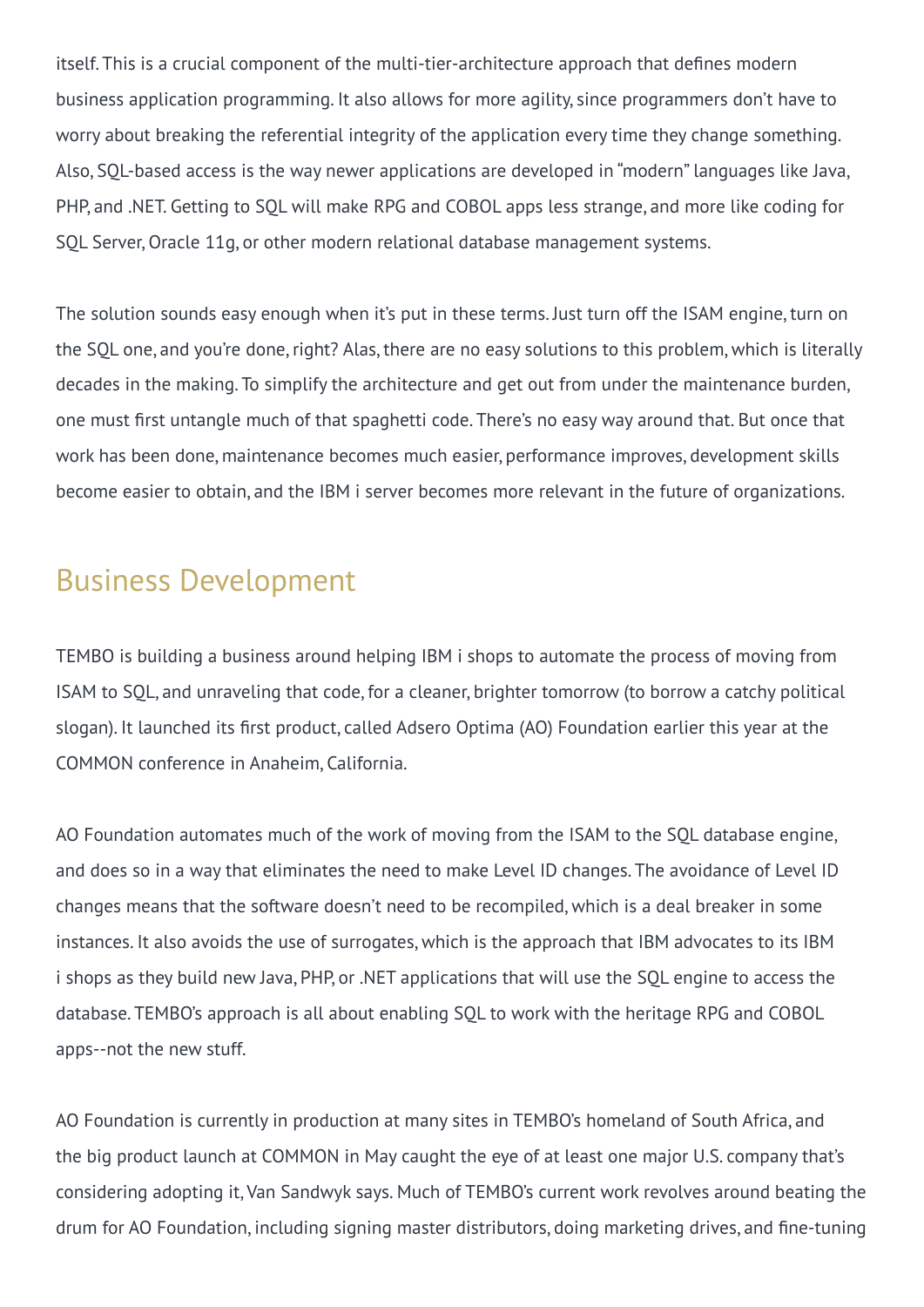itself. This is a crucial component of the multi-tier-architecture approach that defines modern business application programming. It also allows for more agility, since programmers don't have to worry about breaking the referential integrity of the application every time they change something. Also, SQL-based access is the way newer applications are developed in "modern" languages like Java, PHP, and .NET. Getting to SQL will make RPG and COBOL apps less strange, and more like coding for SQL Server, Oracle 11g, or other modern relational database management systems.

The solution sounds easy enough when it's put in these terms. Just turn off the ISAM engine, turn on the SQL one, and you're done, right? Alas, there are no easy solutions to this problem, which is literally decades in the making. To simplify the architecture and get out from under the maintenance burden, one must first untangle much of that spaghetti code. There's no easy way around that. But once that work has been done, maintenance becomes much easier, performance improves, development skills become easier to obtain, and the IBM i server becomes more relevant in the future of organizations.

## Business Development

TEMBO is building a business around helping IBM i shops to automate the process of moving from ISAM to SQL, and unraveling that code, for a cleaner, brighter tomorrow (to borrow a catchy political slogan). It launched its first product, called Adsero Optima (AO) Foundation earlier this year at the COMMON conference in Anaheim, California.

AO Foundation automates much of the work of moving from the ISAM to the SQL database engine, and does so in a way that eliminates the need to make Level ID changes. The avoidance of Level ID changes means that the software doesn't need to be recompiled, which is a deal breaker in some instances. It also avoids the use of surrogates, which is the approach that IBM advocates to its IBM i shops as they build new Java, PHP, or .NET applications that will use the SQL engine to access the database. TEMBO's approach is all about enabling SQL to work with the heritage RPG and COBOL apps--not the new stuff.

AO Foundation is currently in production at many sites in TEMBO's homeland of South Africa, and the big product launch at COMMON in May caught the eye of at least one major U.S. company that's considering adopting it, Van Sandwyk says. Much of TEMBO's current work revolves around beating the drum for AO Foundation, including signing master distributors, doing marketing drives, and fine-tuning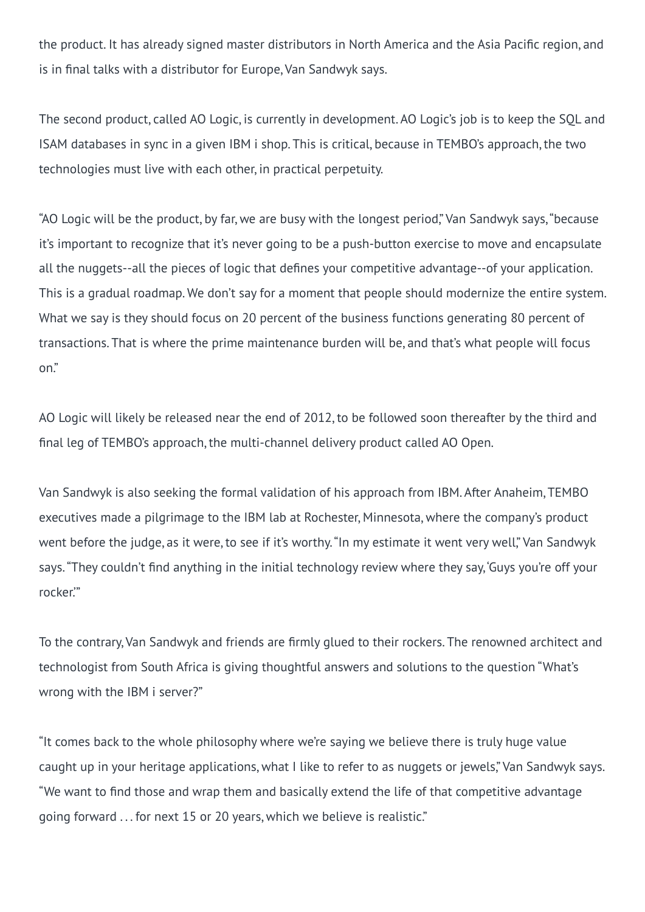the product. It has already signed master distributors in North America and the Asia Pacific region, and is in final talks with a distributor for Europe, Van Sandwyk says.

The second product, called AO Logic, is currently in development. AO Logic's job is to keep the SQL and ISAM databases in sync in a given IBM i shop. This is critical, because in TEMBO's approach, the two technologies must live with each other, in practical perpetuity.

"AO Logic will be the product, by far, we are busy with the longest period," Van Sandwyk says, "because it's important to recognize that it's never going to be a push-button exercise to move and encapsulate all the nuggets--all the pieces of logic that defines your competitive advantage--of your application. This is a gradual roadmap. We don't say for a moment that people should modernize the entire system. What we say is they should focus on 20 percent of the business functions generating 80 percent of transactions. That is where the prime maintenance burden will be, and that's what people will focus on."

AO Logic will likely be released near the end of 2012, to be followed soon thereafter by the third and final leg of TEMBO's approach, the multi-channel delivery product called AO Open.

Van Sandwyk is also seeking the formal validation of his approach from IBM. After Anaheim, TEMBO executives made a pilgrimage to the IBM lab at Rochester, Minnesota, where the company's product went before the judge, as it were, to see if it's worthy. "In my estimate it went very well," Van Sandwyk says. "They couldn't find anything in the initial technology review where they say, 'Guys you're off your rocker.'"

To the contrary, Van Sandwyk and friends are firmly glued to their rockers. The renowned architect and technologist from South Africa is giving thoughtful answers and solutions to the question "What's wrong with the IBM i server?"

"It comes back to the whole philosophy where we're saying we believe there is truly huge value caught up in your heritage applications, what I like to refer to as nuggets or jewels," Van Sandwyk says. "We want to find those and wrap them and basically extend the life of that competitive advantage going forward . . . for next 15 or 20 years, which we believe is realistic."